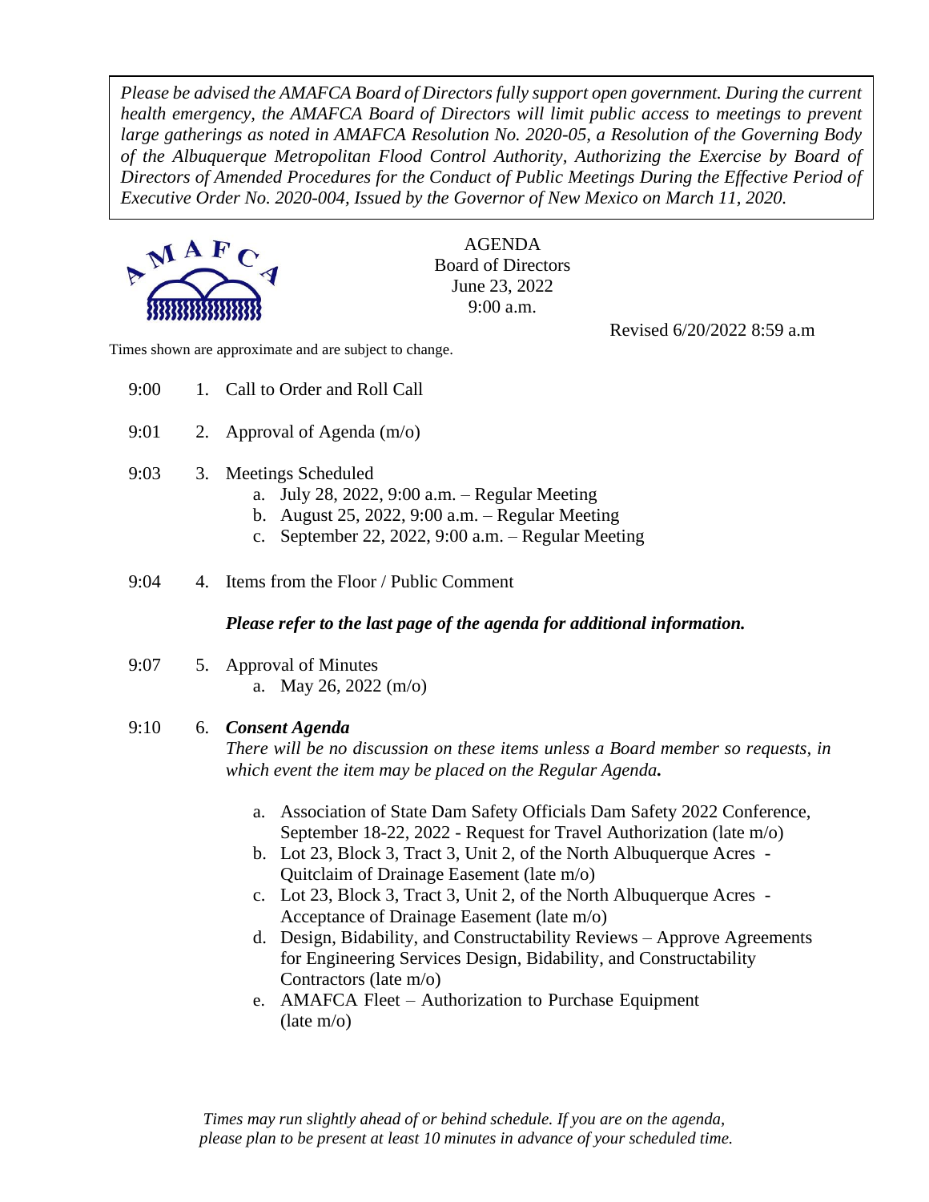*Please be advised the AMAFCA Board of Directors fully support open government. During the current health emergency, the AMAFCA Board of Directors will limit public access to meetings to prevent large gatherings as noted in AMAFCA Resolution No. 2020-05, a Resolution of the Governing Body of the Albuquerque Metropolitan Flood Control Authority, Authorizing the Exercise by Board of Directors of Amended Procedures for the Conduct of Public Meetings During the Effective Period of Executive Order No. 2020-004, Issued by the Governor of New Mexico on March 11, 2020.*

AMAFCA

AGENDA
Board of Directors
June 23, 2022
9:00 a.m.

Revised 6/20/2022 8:59 a.m

Times shown are approximate and are subject to change.

9:00 1. Call to Order and Roll Call

9:01 2. Approval of Agenda (m/o)

9:03 3. Meetings Scheduled
- a. July 28, 2022, 9:00 a.m. – Regular Meeting
- b. August 25, 2022, 9:00 a.m. – Regular Meeting
- c. September 22, 2022, 9:00 a.m. – Regular Meeting

9:04 4. Items from the Floor / Public Comment

***Please refer to the last page of the agenda for additional information.***

9:07 5. Approval of Minutes
- a. May 26, 2022 (m/o)

9:10 6. ***Consent Agenda***

*There will be no discussion on these items unless a Board member so requests, in which event the item may be placed on the Regular Agenda.*

- a. Association of State Dam Safety Officials Dam Safety 2022 Conference, September 18-22, 2022 - Request for Travel Authorization (late m/o)
- b. Lot 23, Block 3, Tract 3, Unit 2, of the North Albuquerque Acres - Quitclaim of Drainage Easement (late m/o)
- c. Lot 23, Block 3, Tract 3, Unit 2, of the North Albuquerque Acres - Acceptance of Drainage Easement (late m/o)
- d. Design, Bidability, and Constructability Reviews – Approve Agreements for Engineering Services Design, Bidability, and Constructability Contractors (late m/o)
- e. AMAFCA Fleet – Authorization to Purchase Equipment (late m/o)

*Times may run slightly ahead of or behind schedule. If you are on the agenda, please plan to be present at least 10 minutes in advance of your scheduled time.*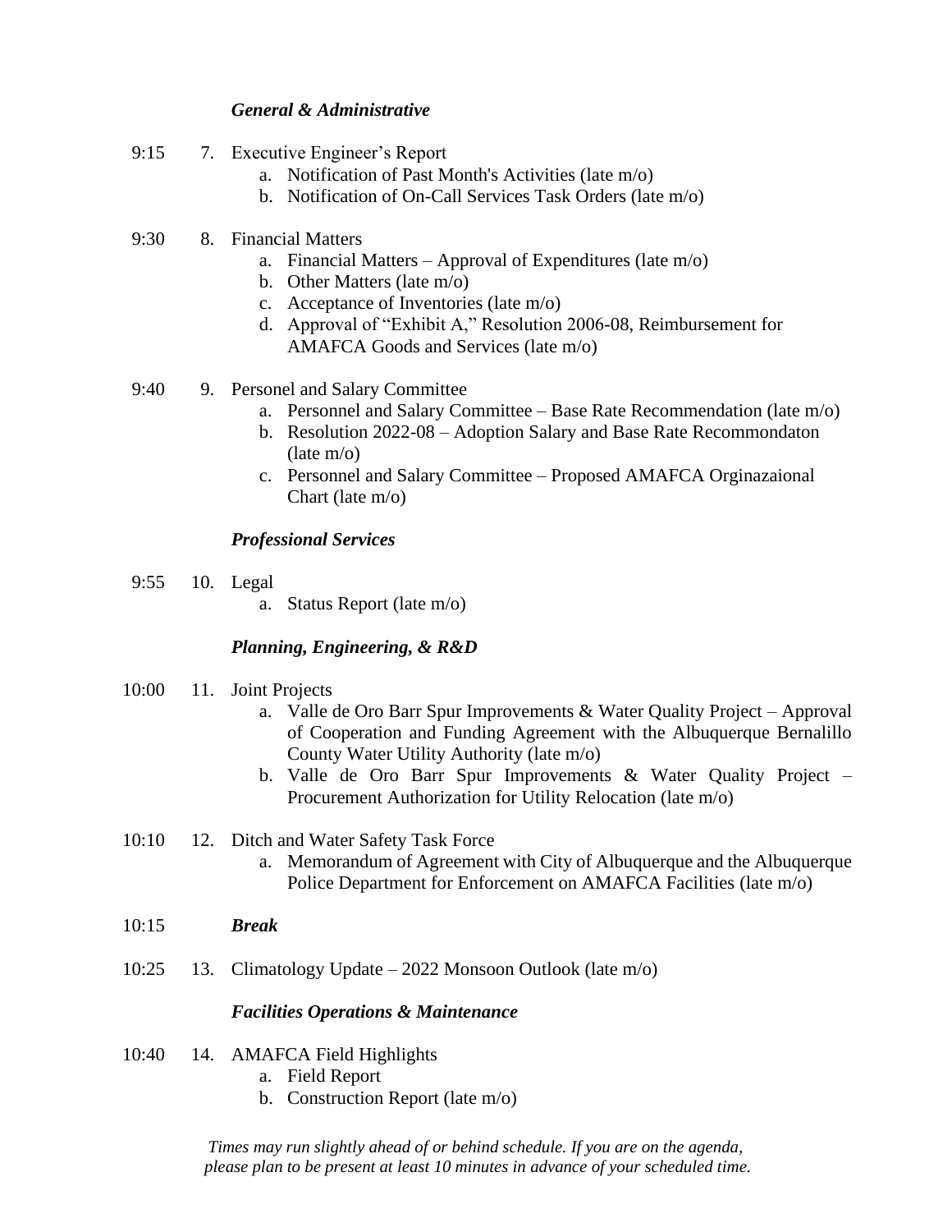### *General & Administrative*

9:15 7. Executive Engineer's Report

   a. Notification of Past Month's Activities (late m/o)
   b. Notification of On-Call Services Task Orders (late m/o)

9:30 8. Financial Matters

   a. Financial Matters – Approval of Expenditures (late m/o)
   b. Other Matters (late m/o)
   c. Acceptance of Inventories (late m/o)
   d. Approval of "Exhibit A," Resolution 2006-08, Reimbursement for AMAFCA Goods and Services (late m/o)

9:40 9. Personel and Salary Committee

   a. Personnel and Salary Committee – Base Rate Recommendation (late m/o)
   b. Resolution 2022-08 – Adoption Salary and Base Rate Recommondaton (late m/o)
   c. Personnel and Salary Committee – Proposed AMAFCA Orginazaional Chart (late m/o)

### *Professional Services*

9:55 10. Legal

   a. Status Report (late m/o)

### *Planning, Engineering, & R&D*

10:00 11. Joint Projects

   a. Valle de Oro Barr Spur Improvements & Water Quality Project – Approval of Cooperation and Funding Agreement with the Albuquerque Bernalillo County Water Utility Authority (late m/o)
   b. Valle de Oro Barr Spur Improvements & Water Quality Project – Procurement Authorization for Utility Relocation (late m/o)

10:10 12. Ditch and Water Safety Task Force

   a. Memorandum of Agreement with City of Albuquerque and the Albuquerque Police Department for Enforcement on AMAFCA Facilities (late m/o)

10:15 ***Break***

10:25 13. Climatology Update – 2022 Monsoon Outlook (late m/o)

### *Facilities Operations & Maintenance*

10:40 14. AMAFCA Field Highlights

   a. Field Report
   b. Construction Report (late m/o)

*Times may run slightly ahead of or behind schedule. If you are on the agenda, please plan to be present at least 10 minutes in advance of your scheduled time.*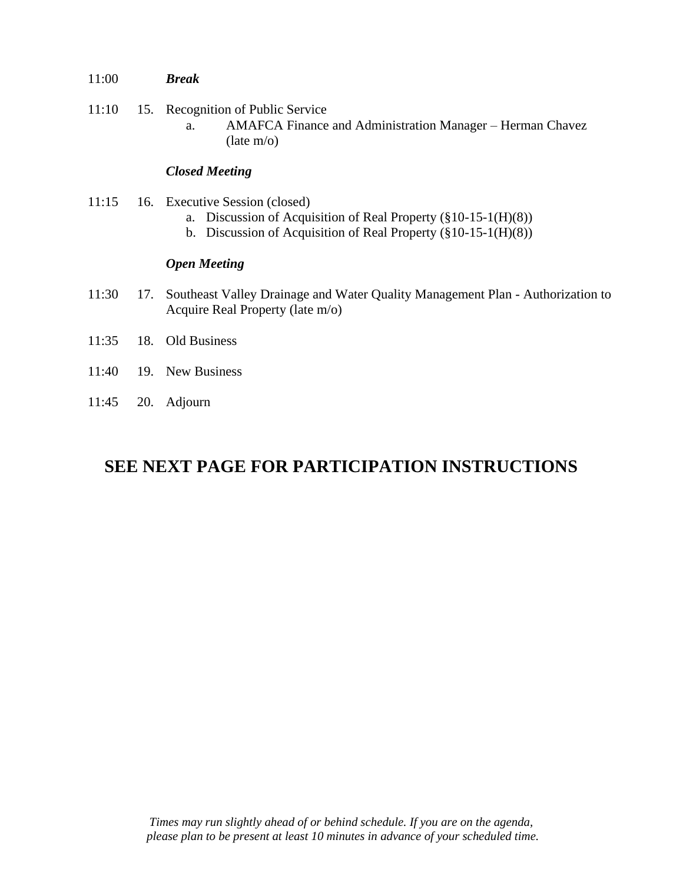11:00 ***Break***

11:10 15. Recognition of Public Service
   a. AMAFCA Finance and Administration Manager – Herman Chavez (late m/o)

***Closed Meeting***

11:15 16. Executive Session (closed)
   a. Discussion of Acquisition of Real Property (§10-15-1(H)(8))
   b. Discussion of Acquisition of Real Property (§10-15-1(H)(8))

***Open Meeting***

11:30 17. Southeast Valley Drainage and Water Quality Management Plan - Authorization to Acquire Real Property (late m/o)

11:35 18. Old Business

11:40 19. New Business

11:45 20. Adjourn

## SEE NEXT PAGE FOR PARTICIPATION INSTRUCTIONS

*Times may run slightly ahead of or behind schedule. If you are on the agenda, please plan to be present at least 10 minutes in advance of your scheduled time.*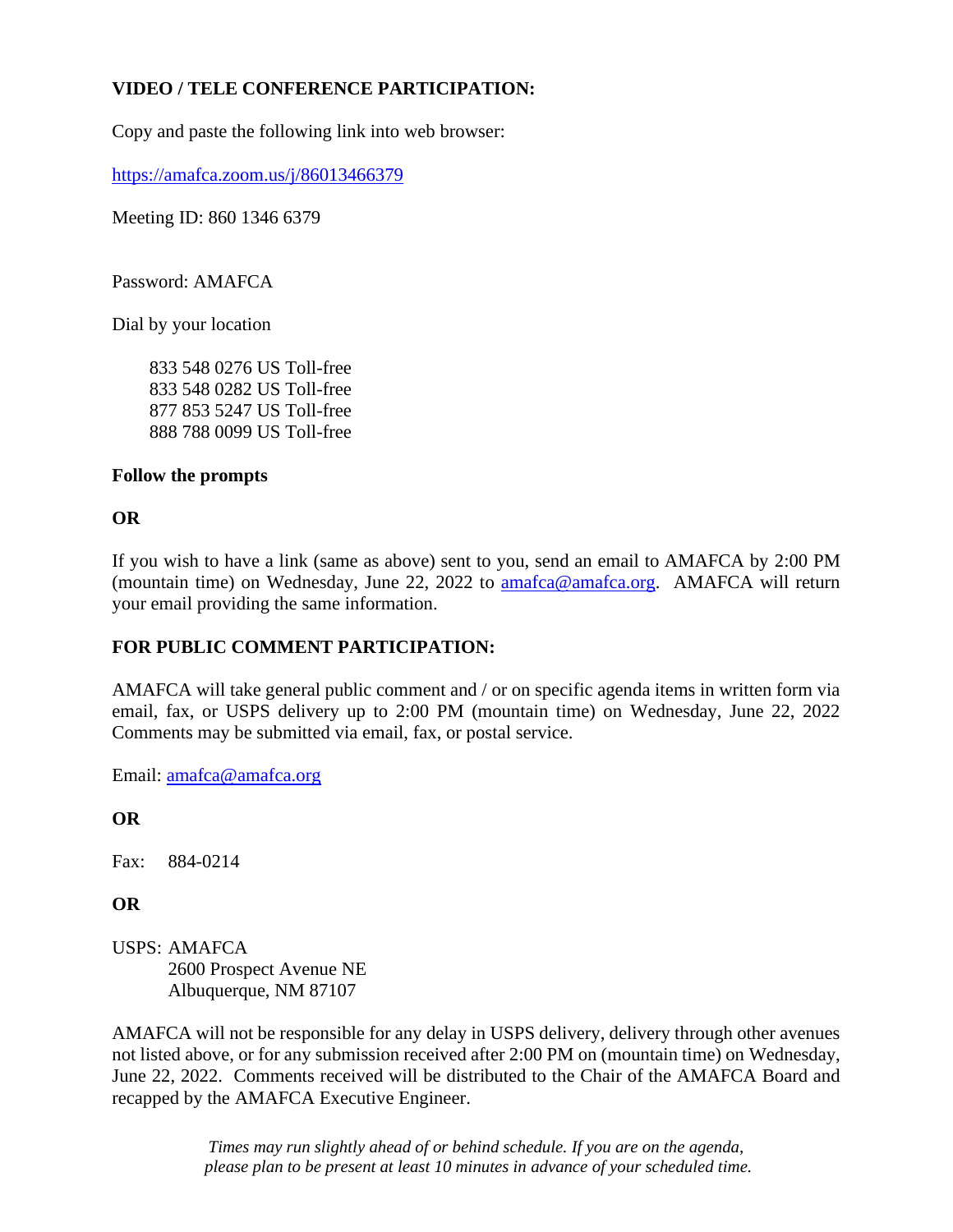**VIDEO / TELE CONFERENCE PARTICIPATION:**

Copy and paste the following link into web browser:

https://amafca.zoom.us/j/86013466379

Meeting ID: 860 1346 6379

Password: AMAFCA

Dial by your location

833 548 0276 US Toll-free
833 548 0282 US Toll-free
877 853 5247 US Toll-free
888 788 0099 US Toll-free

**Follow the prompts**

**OR**

If you wish to have a link (same as above) sent to you, send an email to AMAFCA by 2:00 PM (mountain time) on Wednesday, June 22, 2022 to amafca@amafca.org. AMAFCA will return your email providing the same information.

**FOR PUBLIC COMMENT PARTICIPATION:**

AMAFCA will take general public comment and / or on specific agenda items in written form via email, fax, or USPS delivery up to 2:00 PM (mountain time) on Wednesday, June 22, 2022 Comments may be submitted via email, fax, or postal service.

Email: amafca@amafca.org

**OR**

Fax: 884-0214

**OR**

USPS: AMAFCA
2600 Prospect Avenue NE
Albuquerque, NM 87107

AMAFCA will not be responsible for any delay in USPS delivery, delivery through other avenues not listed above, or for any submission received after 2:00 PM on (mountain time) on Wednesday, June 22, 2022. Comments received will be distributed to the Chair of the AMAFCA Board and recapped by the AMAFCA Executive Engineer.

*Times may run slightly ahead of or behind schedule. If you are on the agenda, please plan to be present at least 10 minutes in advance of your scheduled time.*